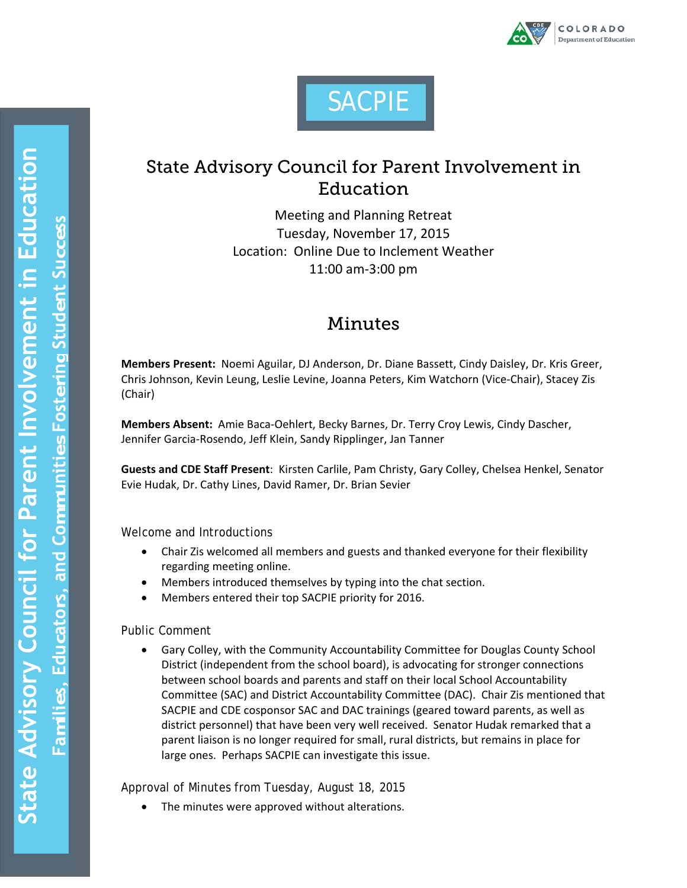SACPIE

# State Advisory Council for Parent Involvement in Education

Meeting and Planning Retreat
Tuesday, November 17, 2015
Location: Online Due to Inclement Weather
11:00 am-3:00 pm

## Minutes

**Members Present:** Noemi Aguilar, DJ Anderson, Dr. Diane Bassett, Cindy Daisley, Dr. Kris Greer, Chris Johnson, Kevin Leung, Leslie Levine, Joanna Peters, Kim Watchorn (Vice-Chair), Stacey Zis (Chair)

**Members Absent:** Amie Baca-Oehlert, Becky Barnes, Dr. Terry Croy Lewis, Cindy Dascher, Jennifer Garcia-Rosendo, Jeff Klein, Sandy Ripplinger, Jan Tanner

**Guests and CDE Staff Present**: Kirsten Carlile, Pam Christy, Gary Colley, Chelsea Henkel, Senator Evie Hudak, Dr. Cathy Lines, David Ramer, Dr. Brian Sevier

### Welcome and Introductions

- Chair Zis welcomed all members and guests and thanked everyone for their flexibility regarding meeting online.
- Members introduced themselves by typing into the chat section.
- Members entered their top SACPIE priority for 2016.

### Public Comment

- Gary Colley, with the Community Accountability Committee for Douglas County School District (independent from the school board), is advocating for stronger connections between school boards and parents and staff on their local School Accountability Committee (SAC) and District Accountability Committee (DAC). Chair Zis mentioned that SACPIE and CDE cosponsor SAC and DAC trainings (geared toward parents, as well as district personnel) that have been very well received. Senator Hudak remarked that a parent liaison is no longer required for small, rural districts, but remains in place for large ones. Perhaps SACPIE can investigate this issue.

### Approval of Minutes from Tuesday, August 18, 2015

- The minutes were approved without alterations.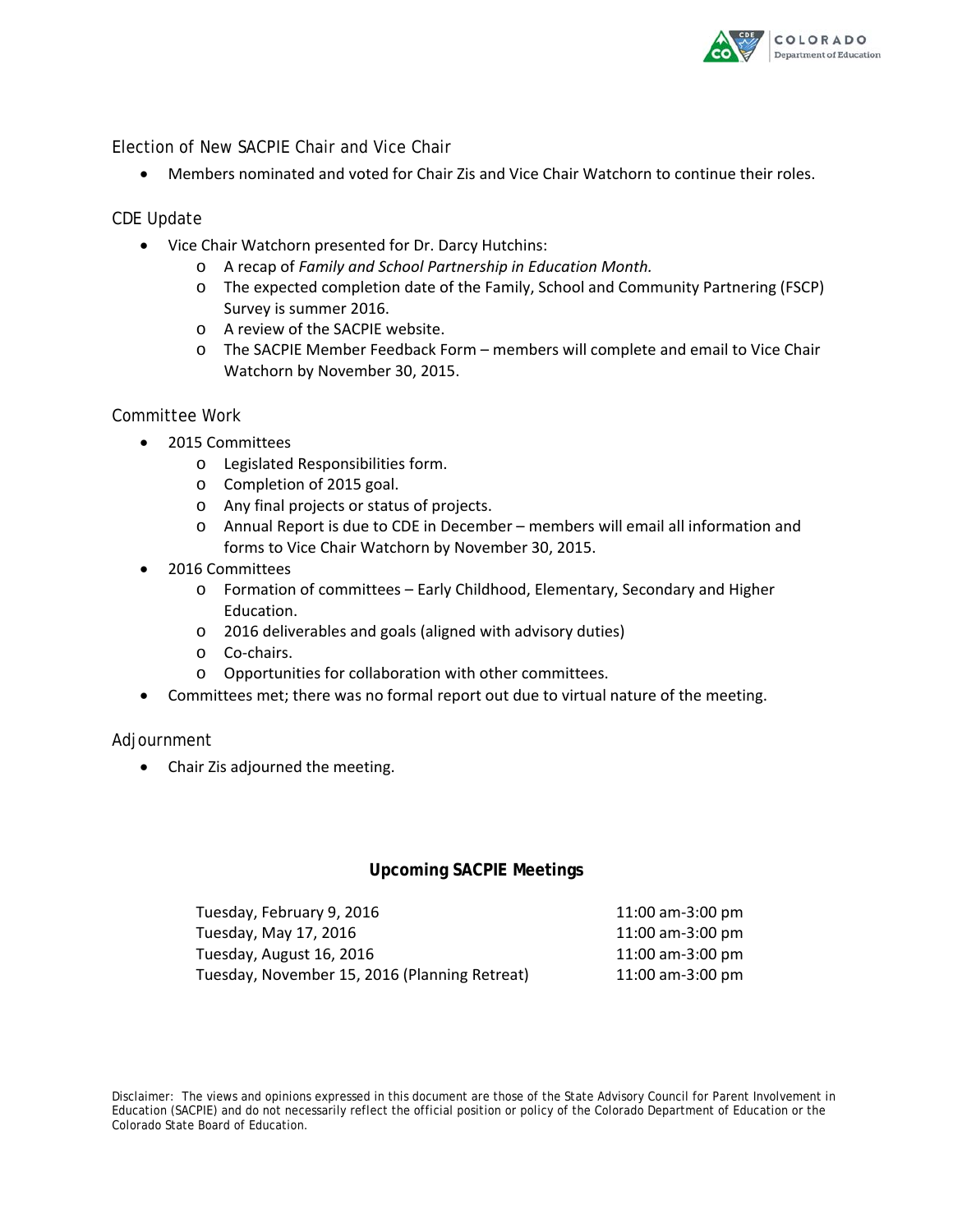## Election of New SACPIE Chair and Vice Chair

- Members nominated and voted for Chair Zis and Vice Chair Watchorn to continue their roles.

## CDE Update

- Vice Chair Watchorn presented for Dr. Darcy Hutchins:
  - A recap of *Family and School Partnership in Education Month.*
  - The expected completion date of the Family, School and Community Partnering (FSCP) Survey is summer 2016.
  - A review of the SACPIE website.
  - The SACPIE Member Feedback Form – members will complete and email to Vice Chair Watchorn by November 30, 2015.

## Committee Work

- 2015 Committees
  - Legislated Responsibilities form.
  - Completion of 2015 goal.
  - Any final projects or status of projects.
  - Annual Report is due to CDE in December – members will email all information and forms to Vice Chair Watchorn by November 30, 2015.
- 2016 Committees
  - Formation of committees – Early Childhood, Elementary, Secondary and Higher Education.
  - 2016 deliverables and goals (aligned with advisory duties)
  - Co-chairs.
  - Opportunities for collaboration with other committees.
- Committees met; there was no formal report out due to virtual nature of the meeting.

## Adjournment

- Chair Zis adjourned the meeting.

### Upcoming SACPIE Meetings

| | |
|---|---|
| Tuesday, February 9, 2016 | 11:00 am-3:00 pm |
| Tuesday, May 17, 2016 | 11:00 am-3:00 pm |
| Tuesday, August 16, 2016 | 11:00 am-3:00 pm |
| Tuesday, November 15, 2016 (Planning Retreat) | 11:00 am-3:00 pm |

Disclaimer: The views and opinions expressed in this document are those of the State Advisory Council for Parent Involvement in Education (SACPIE) and do not necessarily reflect the official position or policy of the Colorado Department of Education or the Colorado State Board of Education.